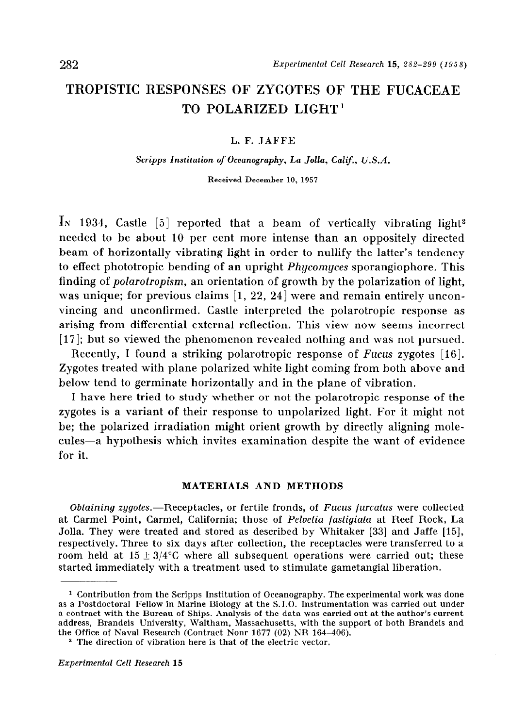# TROPISTIC RESPONSES OF ZYGOTES OF THE FUCACEAE TO POLARIZED LIGHT[1]

L. F. JAFFE

*Scripps Institution of Oceanography, La Jolla, Calif., U.S.A.*

Received December 10, 1957

In 1934, Castle [5] reported that a beam of vertically vibrating light[2] needed to be about 10 per cent more intense than an oppositely directed beam of horizontally vibrating light in order to nullify the latter's tendency to effect phototropic bending of an upright *Phycomyces* sporangiophore. This finding of *polarotropism*, an orientation of growth by the polarization of light, was unique; for previous claims [1, 22, 24] were and remain entirely unconvincing and unconfirmed. Castle interpreted the polarotropic response as arising from differential external reflection. This view now seems incorrect [17]; but so viewed the phenomenon revealed nothing and was not pursued.

Recently, I found a striking polarotropic response of *Fucus* zygotes [16]. Zygotes treated with plane polarized white light coming from both above and below tend to germinate horizontally and in the plane of vibration.

I have here tried to study whether or not the polarotropic response of the zygotes is a variant of their response to unpolarized light. For it might not be; the polarized irradiation might orient growth by directly aligning molecules—a hypothesis which invites examination despite the want of evidence for it.

## MATERIALS AND METHODS

*Obtaining zygotes.*—Receptacles, or fertile fronds, of *Fucus furcatus* were collected at Carmel Point, Carmel, California; those of *Pelvetia fastigiata* at Reef Rock, La Jolla. They were treated and stored as described by Whitaker [33] and Jaffe [15], respectively. Three to six days after collection, the receptacles were transferred to a room held at $15 \pm 3/4$°C where all subsequent operations were carried out; these started immediately with a treatment used to stimulate gametangial liberation.

---

[1] Contribution from the Scripps Institution of Oceanography. The experimental work was done as a Postdoctoral Fellow in Marine Biology at the S.I.O. Instrumentation was carried out under a contract with the Bureau of Ships. Analysis of the data was carried out at the author's current address, Brandeis University, Waltham, Massachusetts, with the support of both Brandeis and the Office of Naval Research (Contract Nonr 1677 (02) NR 164–406).

[2] The direction of vibration here is that of the electric vector.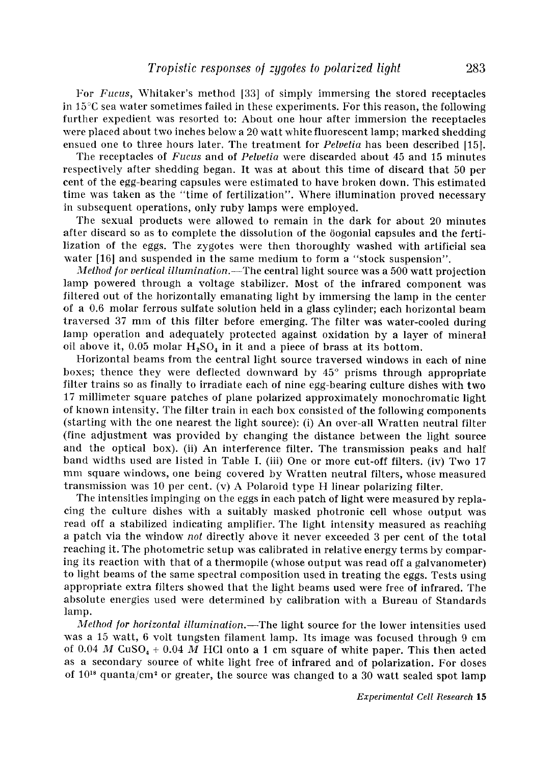For *Fucus*, Whitaker's method [33] of simply immersing the stored receptacles in 15°C sea water sometimes failed in these experiments. For this reason, the following further expedient was resorted to: About one hour after immersion the receptacles were placed about two inches below a 20 watt white fluorescent lamp; marked shedding ensued one to three hours later. The treatment for *Pelvetia* has been described [15].

The receptacles of *Fucus* and of *Pelvetia* were discarded about 45 and 15 minutes respectively after shedding began. It was at about this time of discard that 50 per cent of the egg-bearing capsules were estimated to have broken down. This estimated time was taken as the "time of fertilization". Where illumination proved necessary in subsequent operations, only ruby lamps were employed.

The sexual products were allowed to remain in the dark for about 20 minutes after discard so as to complete the dissolution of the öogonial capsules and the fertilization of the eggs. The zygotes were then thoroughly washed with artificial sea water [16] and suspended in the same medium to form a "stock suspension".

*Method for vertical illumination.*—The central light source was a 500 watt projection lamp powered through a voltage stabilizer. Most of the infrared component was filtered out of the horizontally emanating light by immersing the lamp in the center of a 0.6 molar ferrous sulfate solution held in a glass cylinder; each horizontal beam traversed 37 mm of this filter before emerging. The filter was water-cooled during lamp operation and adequately protected against oxidation by a layer of mineral oil above it, 0.05 molar $H_2SO_4$ in it and a piece of brass at its bottom.

Horizontal beams from the central light source traversed windows in each of nine boxes; thence they were deflected downward by 45° prisms through appropriate filter trains so as finally to irradiate each of nine egg-bearing culture dishes with two 17 millimeter square patches of plane polarized approximately monochromatic light of known intensity. The filter train in each box consisted of the following components (starting with the one nearest the light source): (i) An over-all Wratten neutral filter (fine adjustment was provided by changing the distance between the light source and the optical box). (ii) An interference filter. The transmission peaks and half band widths used are listed in Table I. (iii) One or more cut-off filters. (iv) Two 17 mm square windows, one being covered by Wratten neutral filters, whose measured transmission was 10 per cent. (v) A Polaroid type H linear polarizing filter.

The intensities impinging on the eggs in each patch of light were measured by replacing the culture dishes with a suitably masked photronic cell whose output was read off a stabilized indicating amplifier. The light intensity measured as reaching a patch via the window *not* directly above it never exceeded 3 per cent of the total reaching it. The photometric setup was calibrated in relative energy terms by comparing its reaction with that of a thermopile (whose output was read off a galvanometer) to light beams of the same spectral composition used in treating the eggs. Tests using appropriate extra filters showed that the light beams used were free of infrared. The absolute energies used were determined by calibration with a Bureau of Standards lamp.

*Method for horizontal illumination.*—The light source for the lower intensities used was a 15 watt, 6 volt tungsten filament lamp. Its image was focused through 9 cm of 0.04 *M* $CuSO_4$ + 0.04 *M* HCl onto a 1 cm square of white paper. This then acted as a secondary source of white light free of infrared and of polarization. For doses of $10^{18}$ quanta/cm$^2$ or greater, the source was changed to a 30 watt sealed spot lamp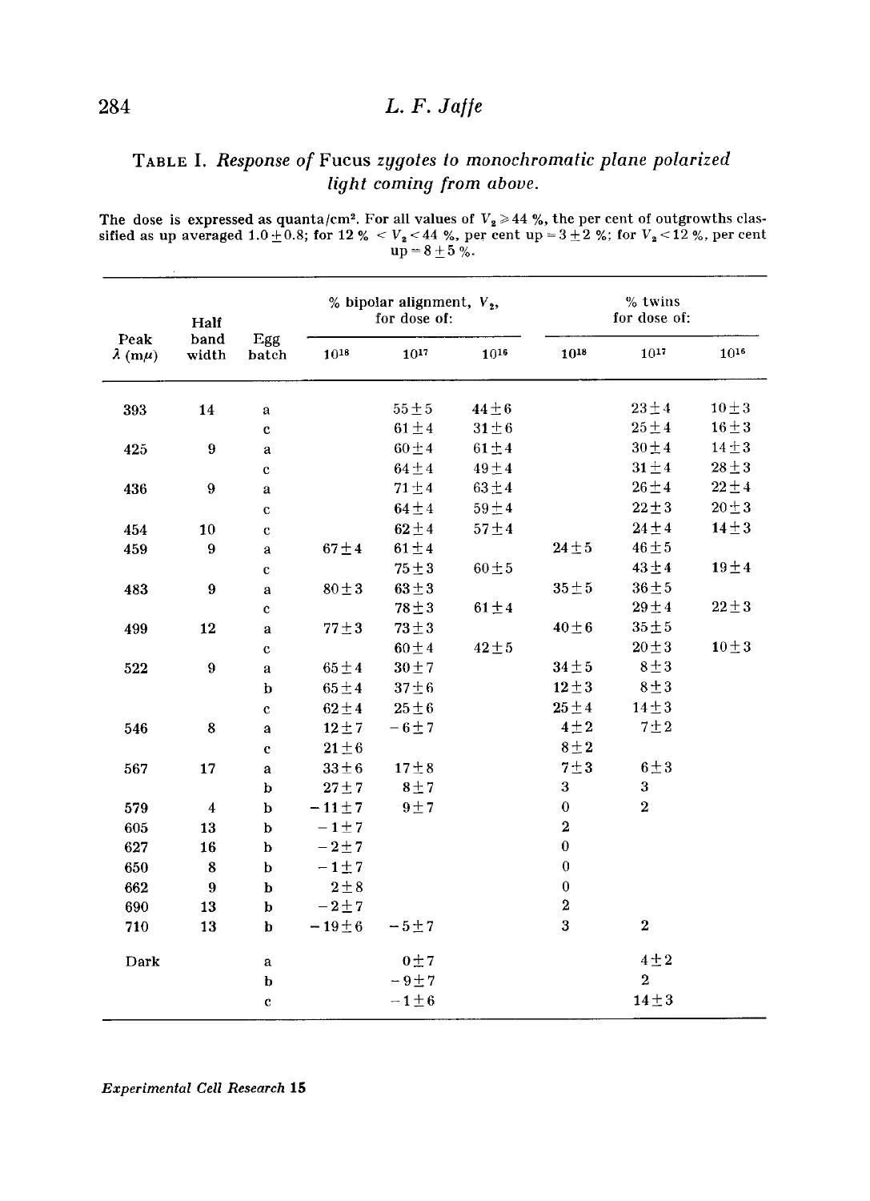TABLE I. *Response of* Fucus *zygotes to monochromatic plane polarized light coming from above.*

The dose is expressed as quanta/cm². For all values of $V_2 \geq 44$ %, the per cent of outgrowths classified as up averaged $1.0 \pm 0.8$; for 12 % $< V_2 < 44$ %, per cent up $= 3 \pm 2$ %; for $V_2 < 12$ %, per cent up $= 8 \pm 5$ %.

| Peak $\lambda$ (m$\mu$) | Half band width | Egg batch | % bipolar alignment, $V_2$, for dose of: $10^{18}$ | $10^{17}$ | $10^{16}$ | % twins for dose of: $10^{18}$ | $10^{17}$ | $10^{16}$ |
|---|---|---|---|---|---|---|---|---|
| 393 | 14 | a | | $55 \pm 5$ | $44 \pm 6$ | | $23 \pm 4$ | $10 \pm 3$ |
| | | c | | $61 \pm 4$ | $31 \pm 6$ | | $25 \pm 4$ | $16 \pm 3$ |
| 425 | 9 | a | | $60 \pm 4$ | $61 \pm 4$ | | $30 \pm 4$ | $14 \pm 3$ |
| | | c | | $64 \pm 4$ | $49 \pm 4$ | | $31 \pm 4$ | $28 \pm 3$ |
| 436 | 9 | a | | $71 \pm 4$ | $63 \pm 4$ | | $26 \pm 4$ | $22 \pm 4$ |
| | | c | | $64 \pm 4$ | $59 \pm 4$ | | $22 \pm 3$ | $20 \pm 3$ |
| 454 | 10 | c | | $62 \pm 4$ | $57 \pm 4$ | | $24 \pm 4$ | $14 \pm 3$ |
| 459 | 9 | a | $67 \pm 4$ | $61 \pm 4$ | | $24 \pm 5$ | $46 \pm 5$ | |
| | | c | | $75 \pm 3$ | $60 \pm 5$ | | $43 \pm 4$ | $19 \pm 4$ |
| 483 | 9 | a | $80 \pm 3$ | $63 \pm 3$ | | $35 \pm 5$ | $36 \pm 5$ | |
| | | c | | $78 \pm 3$ | $61 \pm 4$ | | $29 \pm 4$ | $22 \pm 3$ |
| 499 | 12 | a | $77 \pm 3$ | $73 \pm 3$ | | $40 \pm 6$ | $35 \pm 5$ | |
| | | c | | $60 \pm 4$ | $42 \pm 5$ | | $20 \pm 3$ | $10 \pm 3$ |
| 522 | 9 | a | $65 \pm 4$ | $30 \pm 7$ | | $34 \pm 5$ | $8 \pm 3$ | |
| | | b | $65 \pm 4$ | $37 \pm 6$ | | $12 \pm 3$ | $8 \pm 3$ | |
| | | c | $62 \pm 4$ | $25 \pm 6$ | | $25 \pm 4$ | $14 \pm 3$ | |
| 546 | 8 | a | $12 \pm 7$ | $-6 \pm 7$ | | $4 \pm 2$ | $7 \pm 2$ | |
| | | c | $21 \pm 6$ | | | $8 \pm 2$ | | |
| 567 | 17 | a | $33 \pm 6$ | $17 \pm 8$ | | $7 \pm 3$ | $6 \pm 3$ | |
| | | b | $27 \pm 7$ | $8 \pm 7$ | | 3 | 3 | |
| 579 | 4 | b | $-11 \pm 7$ | $9 \pm 7$ | | 0 | 2 | |
| 605 | 13 | b | $-1 \pm 7$ | | | 2 | | |
| 627 | 16 | b | $-2 \pm 7$ | | | 0 | | |
| 650 | 8 | b | $-1 \pm 7$ | | | 0 | | |
| 662 | 9 | b | $2 \pm 8$ | | | 0 | | |
| 690 | 13 | b | $-2 \pm 7$ | | | 2 | | |
| 710 | 13 | b | $-19 \pm 6$ | $-5 \pm 7$ | | 3 | 2 | |
| Dark | | a | | $0 \pm 7$ | | | $4 \pm 2$ | |
| | | b | | $-9 \pm 7$ | | | 2 | |
| | | c | | $-1 \pm 6$ | | | $14 \pm 3$ | |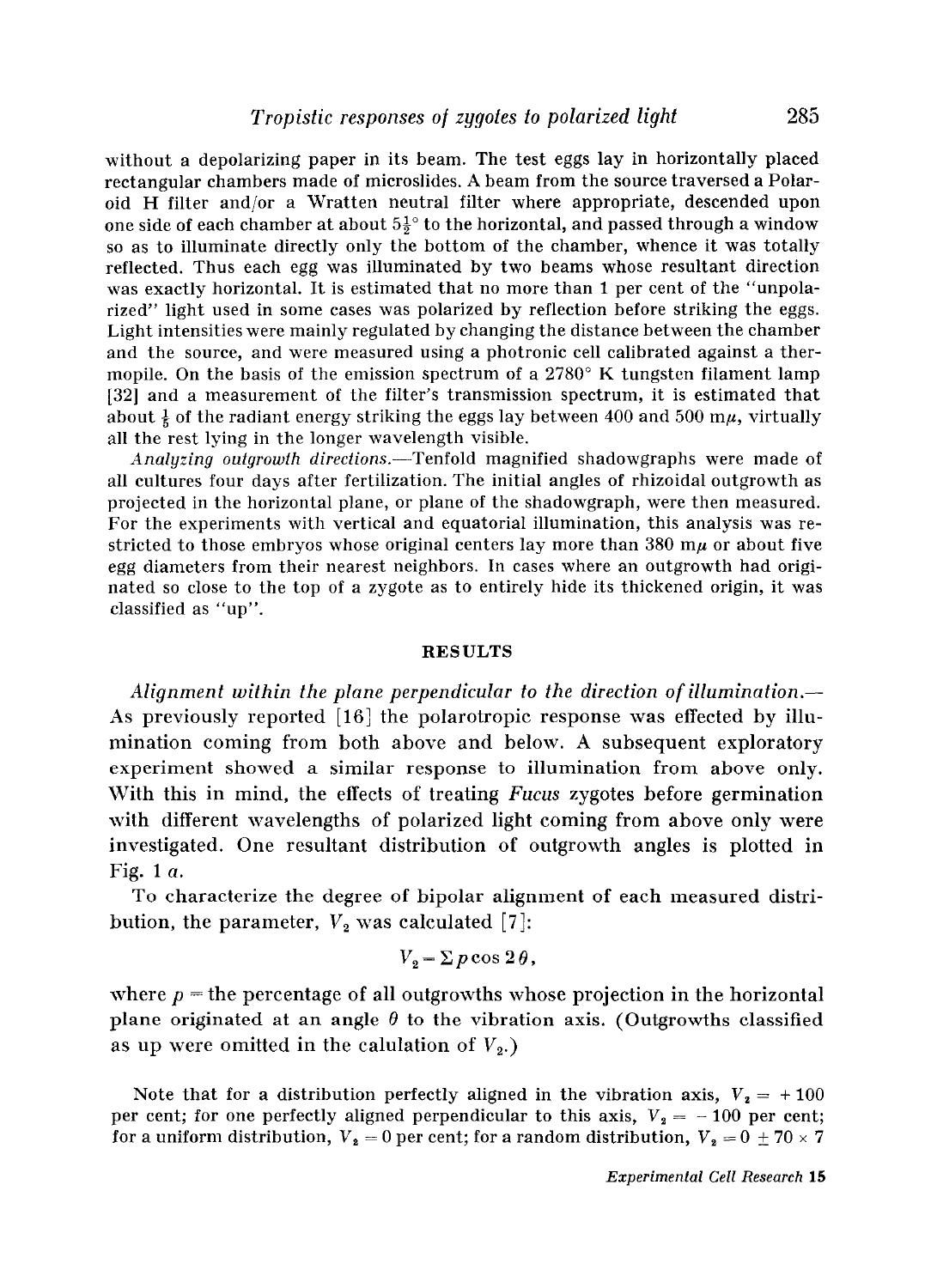without a depolarizing paper in its beam. The test eggs lay in horizontally placed rectangular chambers made of microslides. A beam from the source traversed a Polaroid H filter and/or a Wratten neutral filter where appropriate, descended upon one side of each chamber at about $5\frac{1}{2}°$ to the horizontal, and passed through a window so as to illuminate directly only the bottom of the chamber, whence it was totally reflected. Thus each egg was illuminated by two beams whose resultant direction was exactly horizontal. It is estimated that no more than 1 per cent of the "unpolarized" light used in some cases was polarized by reflection before striking the eggs. Light intensities were mainly regulated by changing the distance between the chamber and the source, and were measured using a photronic cell calibrated against a thermopile. On the basis of the emission spectrum of a 2780° K tungsten filament lamp [32] and a measurement of the filter's transmission spectrum, it is estimated that about $\frac{1}{5}$ of the radiant energy striking the eggs lay between 400 and 500 mμ, virtually all the rest lying in the longer wavelength visible.

*Analyzing outgrowth directions.*—Tenfold magnified shadowgraphs were made of all cultures four days after fertilization. The initial angles of rhizoidal outgrowth as projected in the horizontal plane, or plane of the shadowgraph, were then measured. For the experiments with vertical and equatorial illumination, this analysis was restricted to those embryos whose original centers lay more than 380 mμ or about five egg diameters from their nearest neighbors. In cases where an outgrowth had originated so close to the top of a zygote as to entirely hide its thickened origin, it was classified as "up".

## RESULTS

*Alignment within the plane perpendicular to the direction of illumination.*—As previously reported [16] the polarotropic response was effected by illumination coming from both above and below. A subsequent exploratory experiment showed a similar response to illumination from above only. With this in mind, the effects of treating *Fucus* zygotes before germination with different wavelengths of polarized light coming from above only were investigated. One resultant distribution of outgrowth angles is plotted in Fig. 1 *a*.

To characterize the degree of bipolar alignment of each measured distribution, the parameter, $V_2$ was calculated [7]:

$$V_2 = \Sigma p \cos 2\theta,$$

where $p$ = the percentage of all outgrowths whose projection in the horizontal plane originated at an angle $\theta$ to the vibration axis. (Outgrowths classified as up were omitted in the calulation of $V_2$.)

Note that for a distribution perfectly aligned in the vibration axis, $V_2 = +100$ per cent; for one perfectly aligned perpendicular to this axis, $V_2 = -100$ per cent; for a uniform distribution, $V_2 = 0$ per cent; for a random distribution, $V_2 = 0 \pm 70 \times 7$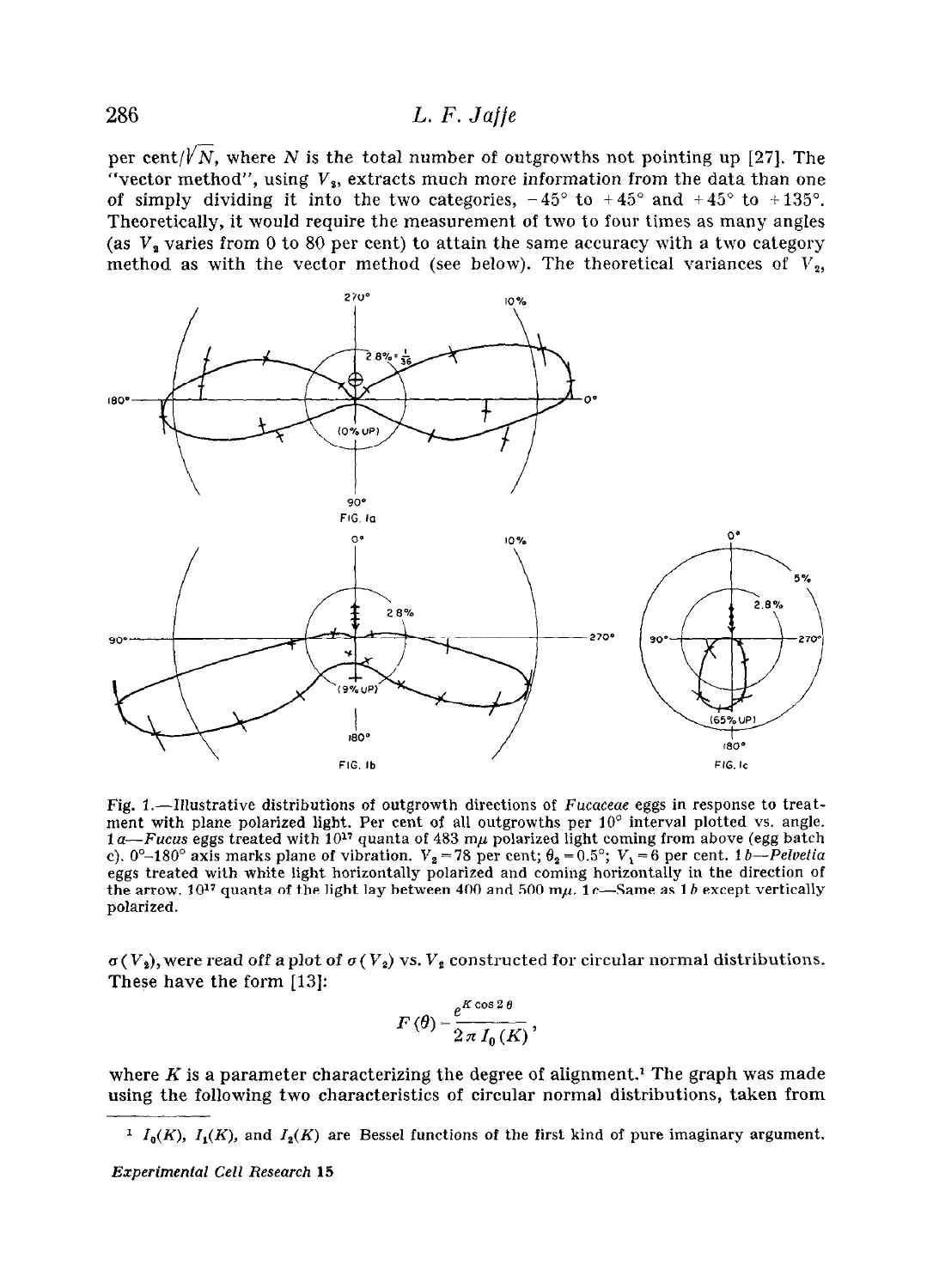per cent/$\sqrt{N}$, where $N$ is the total number of outgrowths not pointing up [27]. The "vector method", using $V_2$, extracts much more information from the data than one of simply dividing it into the two categories, $-45°$ to $+45°$ and $+45°$ to $+135°$. Theoretically, it would require the measurement of two to four times as many angles (as $V_2$ varies from 0 to 80 per cent) to attain the same accuracy with a two category method as with the vector method (see below). The theoretical variances of $V_2$,

Fig. 1.—Illustrative distributions of outgrowth directions of *Fucaceae* eggs in response to treatment with plane polarized light. Per cent of all outgrowths per 10° interval plotted vs. angle. 1 *a*—*Fucus* eggs treated with $10^{17}$ quanta of 483 m$\mu$ polarized light coming from above (egg batch c). 0°–180° axis marks plane of vibration. $V_2 = 78$ per cent; $\theta_2 = 0.5°$; $V_1 = 6$ per cent. 1 *b*—*Pelvetia* eggs treated with white light horizontally polarized and coming horizontally in the direction of the arrow. $10^{17}$ quanta of the light lay between 400 and 500 m$\mu$. 1 *c*—Same as 1 *b* except vertically polarized.

$\sigma(V_2)$, were read off a plot of $\sigma(V_2)$ vs. $V_2$ constructed for circular normal distributions. These have the form [13]:

$$F(\theta) = \frac{e^{K \cos 2\theta}}{2\pi I_0(K)},$$

where $K$ is a parameter characterizing the degree of alignment.[1] The graph was made using the following two characteristics of circular normal distributions, taken from

[1] $I_0(K)$, $I_1(K)$, and $I_2(K)$ are Bessel functions of the first kind of pure imaginary argument.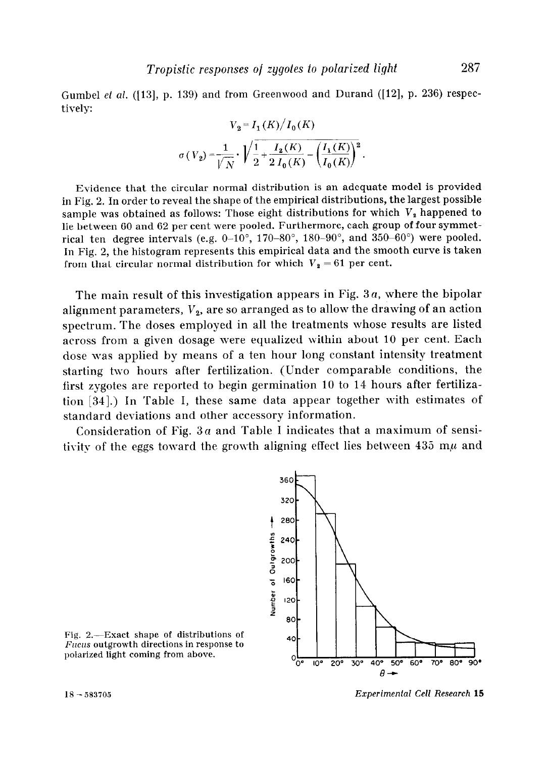Gumbel *et al.* ([13], p. 139) and from Greenwood and Durand ([12], p. 236) respectively:

$$V_2 = I_1(K)/I_0(K)$$

$$\sigma(V_2) = \frac{1}{\sqrt{N}} \cdot \sqrt{\frac{1}{2} + \frac{I_2(K)}{2\,I_0(K)} - \left(\frac{I_1(K)}{I_0(K)}\right)^2}.$$

Evidence that the circular normal distribution is an adequate model is provided in Fig. 2. In order to reveal the shape of the empirical distributions, the largest possible sample was obtained as follows: Those eight distributions for which $V_2$ happened to lie between 60 and 62 per cent were pooled. Furthermore, each group of four symmetrical ten degree intervals (e.g. 0–10°, 170–80°, 180–90°, and 350–60°) were pooled. In Fig. 2, the histogram represents this empirical data and the smooth curve is taken from that circular normal distribution for which $V_2 = 61$ per cent.

The main result of this investigation appears in Fig. 3*a*, where the bipolar alignment parameters, $V_2$, are so arranged as to allow the drawing of an action spectrum. The doses employed in all the treatments whose results are listed across from a given dosage were equalized within about 10 per cent. Each dose was applied by means of a ten hour long constant intensity treatment starting two hours after fertilization. (Under comparable conditions, the first zygotes are reported to begin germination 10 to 14 hours after fertilization [34].) In Table I, these same data appear together with estimates of standard deviations and other accessory information.

Consideration of Fig. 3*a* and Table I indicates that a maximum of sensitivity of the eggs toward the growth aligning effect lies between 435 m$\mu$ and

Fig. 2.—Exact shape of distributions of *Fucus* outgrowth directions in response to polarized light coming from above.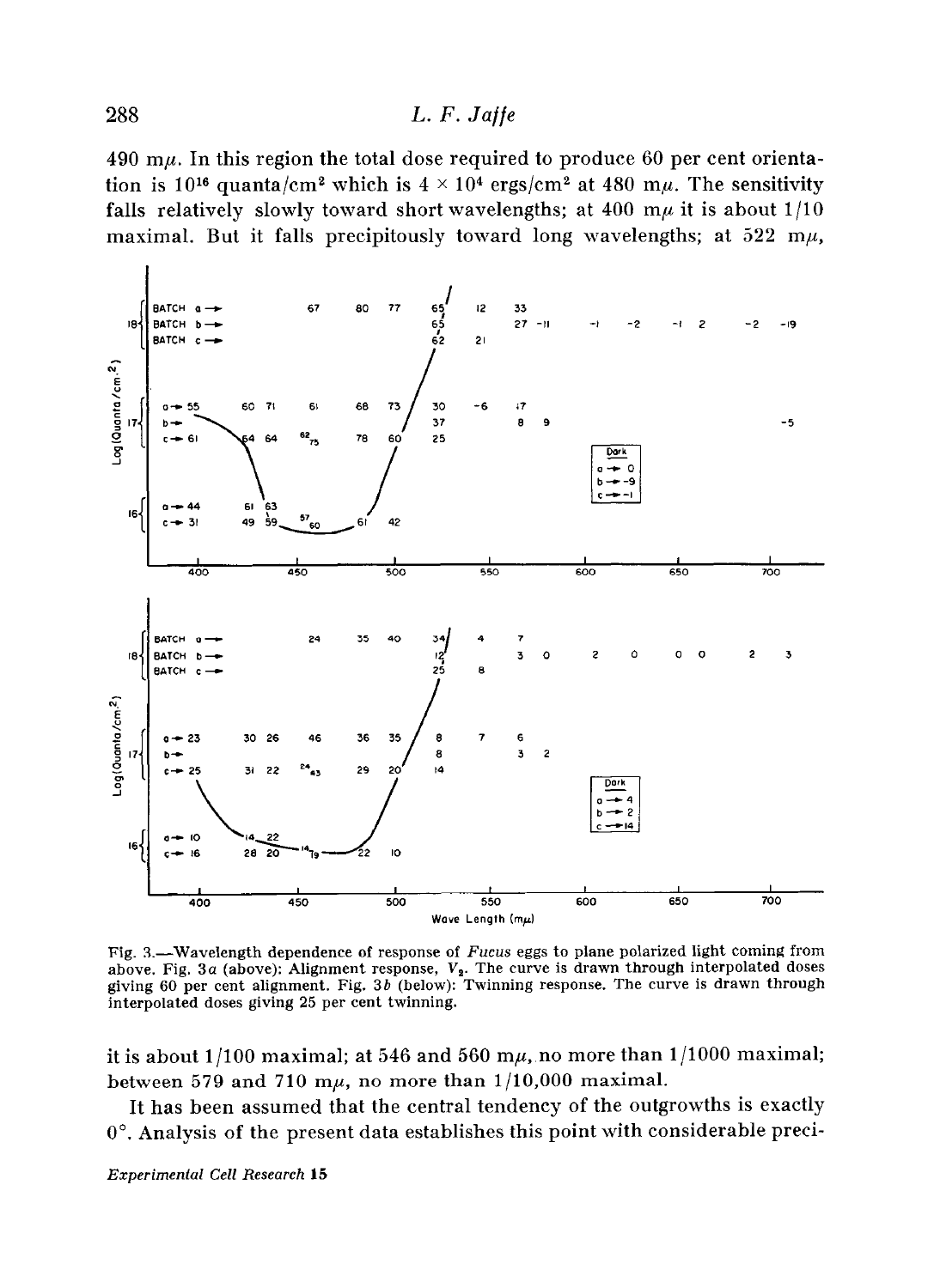490 mμ. In this region the total dose required to produce 60 per cent orientation is $10^{16}$ quanta/cm$^2$ which is $4 \times 10^4$ ergs/cm$^2$ at 480 mμ. The sensitivity falls relatively slowly toward short wavelengths; at 400 mμ it is about 1/10 maximal. But it falls precipitously toward long wavelengths; at 522 mμ,

Fig. 3.—Wavelength dependence of response of *Fucus* eggs to plane polarized light coming from above. Fig. 3*a* (above): Alignment response, $V_2$. The curve is drawn through interpolated doses giving 60 per cent alignment. Fig. 3*b* (below): Twinning response. The curve is drawn through interpolated doses giving 25 per cent twinning.

it is about 1/100 maximal; at 546 and 560 mμ, no more than 1/1000 maximal; between 579 and 710 mμ, no more than 1/10,000 maximal.

It has been assumed that the central tendency of the outgrowths is exactly 0°. Analysis of the present data establishes this point with considerable preci-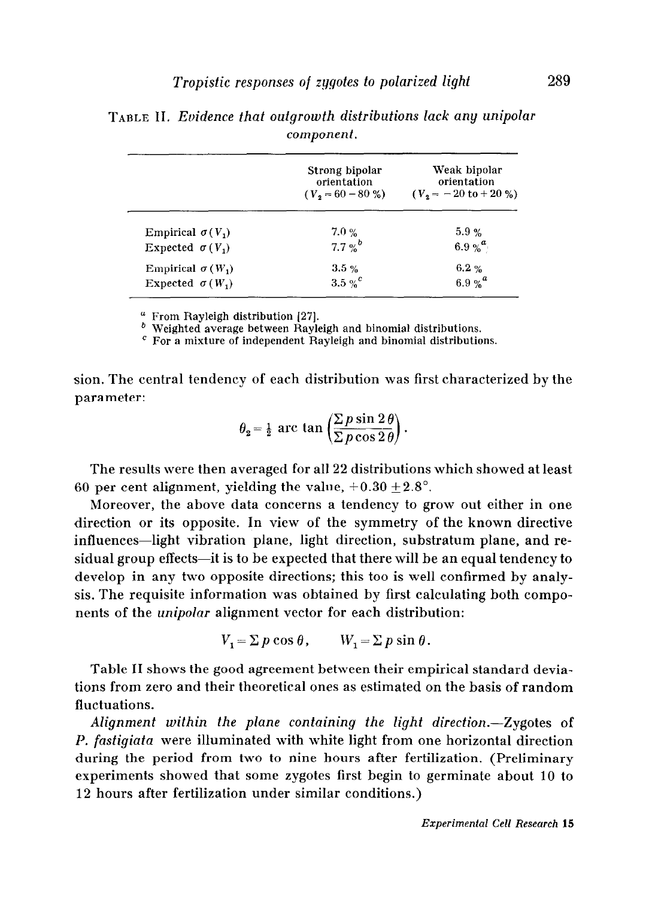TABLE II. *Evidence that outgrowth distributions lack any unipolar component.*

| | Strong bipolar orientation ($V_2 = 60-80$ %) | Weak bipolar orientation ($V_2 = -20$ to $+20$ %) |
|---|---|---|
| Empirical $\sigma(V_1)$ | 7.0 % | 5.9 % |
| Expected $\sigma(V_1)$ | 7.7 %[b] | 6.9 %[a] |
| Empirical $\sigma(W_1)$ | 3.5 % | 6.2 % |
| Expected $\sigma(W_1)$ | 3.5 %[c] | 6.9 %[a] |

[a] From Rayleigh distribution [27].
[b] Weighted average between Rayleigh and binomial distributions.
[c] For a mixture of independent Rayleigh and binomial distributions.

sion. The central tendency of each distribution was first characterized by the parameter:

$$\theta_2 = \tfrac{1}{2} \text{ arc tan} \left( \frac{\Sigma p \sin 2\theta}{\Sigma p \cos 2\theta} \right).$$

The results were then averaged for all 22 distributions which showed at least 60 per cent alignment, yielding the value, $+0.30 \pm 2.8°$.

Moreover, the above data concerns a tendency to grow out either in one direction or its opposite. In view of the symmetry of the known directive influences—light vibration plane, light direction, substratum plane, and residual group effects—it is to be expected that there will be an equal tendency to develop in any two opposite directions; this too is well confirmed by analysis. The requisite information was obtained by first calculating both components of the *unipolar* alignment vector for each distribution:

$$V_1 = \Sigma p \cos \theta, \qquad W_1 = \Sigma p \sin \theta.$$

Table II shows the good agreement between their empirical standard deviations from zero and their theoretical ones as estimated on the basis of random fluctuations.

*Alignment within the plane containing the light direction.*—Zygotes of *P. fastigiata* were illuminated with white light from one horizontal direction during the period from two to nine hours after fertilization. (Preliminary experiments showed that some zygotes first begin to germinate about 10 to 12 hours after fertilization under similar conditions.)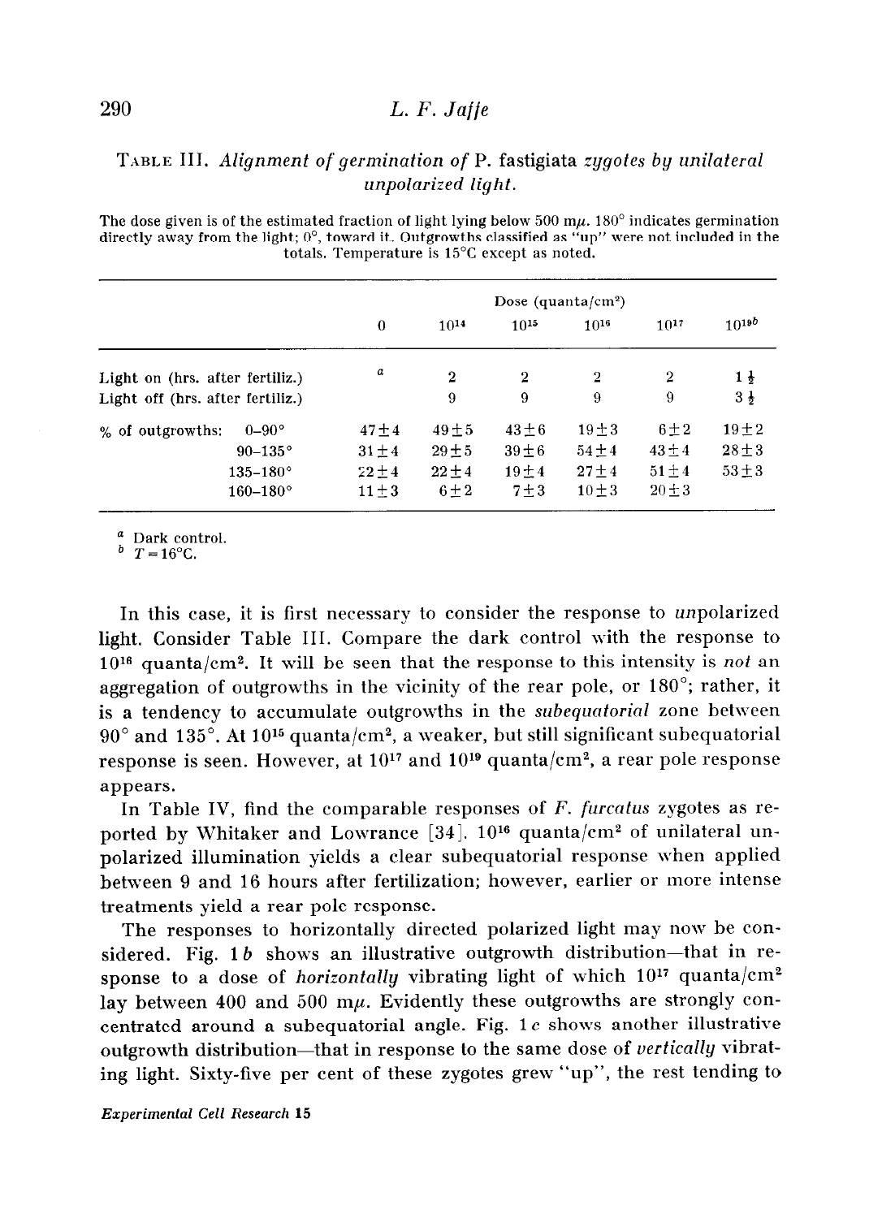TABLE III. *Alignment of germination of* P. fastigiata *zygotes by unilateral unpolarized light.*

The dose given is of the estimated fraction of light lying below 500 mμ. 180° indicates germination directly away from the light; 0°, toward it. Outgrowths classified as "up" were not included in the totals. Temperature is 15°C except as noted.

| | | Dose (quanta/cm$^2$) | | | | | |
|---|---|---|---|---|---|---|---|
| | | 0 | $10^{14}$ | $10^{15}$ | $10^{16}$ | $10^{17}$ | $10^{19}$ [b] |
| Light on (hrs. after fertiliz.) | | [a] | 2 | 2 | 2 | 2 | $1\frac{1}{2}$ |
| Light off (hrs. after fertiliz.) | | | 9 | 9 | 9 | 9 | $3\frac{1}{2}$ |
| % of outgrowths: | 0–90° | 47±4 | 49±5 | 43±6 | 19±3 | 6±2 | 19±2 |
| | 90–135° | 31±4 | 29±5 | 39±6 | 54±4 | 43±4 | 28±3 |
| | 135–180° | 22±4 | 22±4 | 19±4 | 27±4 | 51±4 | 53±3 |
| | 160–180° | 11±3 | 6±2 | 7±3 | 10±3 | 20±3 | |

[a] Dark control.
[b] $T = 16$°C.

In this case, it is first necessary to consider the response to *un*polarized light. Consider Table III. Compare the dark control with the response to $10^{16}$ quanta/cm$^2$. It will be seen that the response to this intensity is *not* an aggregation of outgrowths in the vicinity of the rear pole, or 180°; rather, it is a tendency to accumulate outgrowths in the *subequatorial* zone between 90° and 135°. At $10^{15}$ quanta/cm$^2$, a weaker, but still significant subequatorial response is seen. However, at $10^{17}$ and $10^{19}$ quanta/cm$^2$, a rear pole response appears.

In Table IV, find the comparable responses of *F. furcatus* zygotes as reported by Whitaker and Lowrance [34]. $10^{16}$ quanta/cm$^2$ of unilateral unpolarized illumination yields a clear subequatorial response when applied between 9 and 16 hours after fertilization; however, earlier or more intense treatments yield a rear pole response.

The responses to horizontally directed polarized light may now be considered. Fig. 1*b* shows an illustrative outgrowth distribution—that in response to a dose of *horizontally* vibrating light of which $10^{17}$ quanta/cm$^2$ lay between 400 and 500 mμ. Evidently these outgrowths are strongly concentrated around a subequatorial angle. Fig. 1*c* shows another illustrative outgrowth distribution—that in response to the same dose of *vertically* vibrating light. Sixty-five per cent of these zygotes grew "up", the rest tending to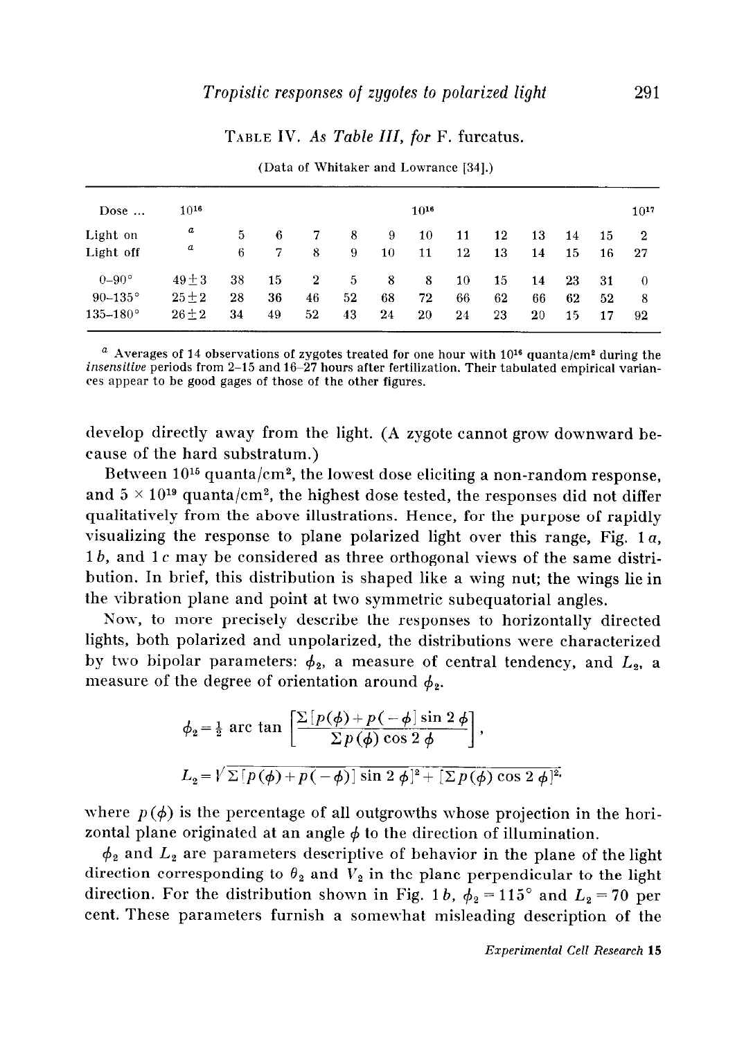TABLE IV. *As Table III, for* F. furcatus.

(Data of Whitaker and Lowrance [34].)

| Dose ... | $10^{16}$ | | | | | | $10^{16}$ | | | | | | $10^{17}$ |
|---|---|---|---|---|---|---|---|---|---|---|---|---|---|
| Light on | [a] | 5 | 6 | 7 | 8 | 9 | 10 | 11 | 12 | 13 | 14 | 15 | 2 |
| Light off | [a] | 6 | 7 | 8 | 9 | 10 | 11 | 12 | 13 | 14 | 15 | 16 | 27 |
| 0–90° | 49±3 | 38 | 15 | 2 | 5 | 8 | 8 | 10 | 15 | 14 | 23 | 31 | 0 |
| 90–135° | 25±2 | 28 | 36 | 46 | 52 | 68 | 72 | 66 | 62 | 66 | 62 | 52 | 8 |
| 135–180° | 26±2 | 34 | 49 | 52 | 43 | 24 | 20 | 24 | 23 | 20 | 15 | 17 | 92 |

[a] Averages of 14 observations of zygotes treated for one hour with $10^{16}$ quanta/cm² during the *insensitive* periods from 2–15 and 16–27 hours after fertilization. Their tabulated empirical variances appear to be good gages of those of the other figures.

develop directly away from the light. (A zygote cannot grow downward because of the hard substratum.)

Between $10^{15}$ quanta/cm², the lowest dose eliciting a non-random response, and $5 \times 10^{19}$ quanta/cm², the highest dose tested, the responses did not differ qualitatively from the above illustrations. Hence, for the purpose of rapidly visualizing the response to plane polarized light over this range, Fig. 1 *a*, 1 *b*, and 1 *c* may be considered as three orthogonal views of the same distribution. In brief, this distribution is shaped like a wing nut; the wings lie in the vibration plane and point at two symmetric subequatorial angles.

Now, to more precisely describe the responses to horizontally directed lights, both polarized and unpolarized, the distributions were characterized by two bipolar parameters: $\phi_2$, a measure of central tendency, and $L_2$, a measure of the degree of orientation around $\phi_2$.

$$\phi_2 = \tfrac{1}{2} \arctan \left[ \frac{\Sigma [p(\phi) + p(-\phi] \sin 2\phi}{\Sigma p(\phi) \cos 2\phi} \right],$$

$$L_2 = \sqrt{\Sigma [p(\phi) + p(-\phi)] \sin 2\phi]^2 + [\Sigma p(\phi) \cos 2\phi]^2}$$

where $p(\phi)$ is the percentage of all outgrowths whose projection in the horizontal plane originated at an angle $\phi$ to the direction of illumination.

$\phi_2$ and $L_2$ are parameters descriptive of behavior in the plane of the light direction corresponding to $\theta_2$ and $V_2$ in the plane perpendicular to the light direction. For the distribution shown in Fig. 1 *b*, $\phi_2 = 115°$ and $L_2 = 70$ per cent. These parameters furnish a somewhat misleading description of the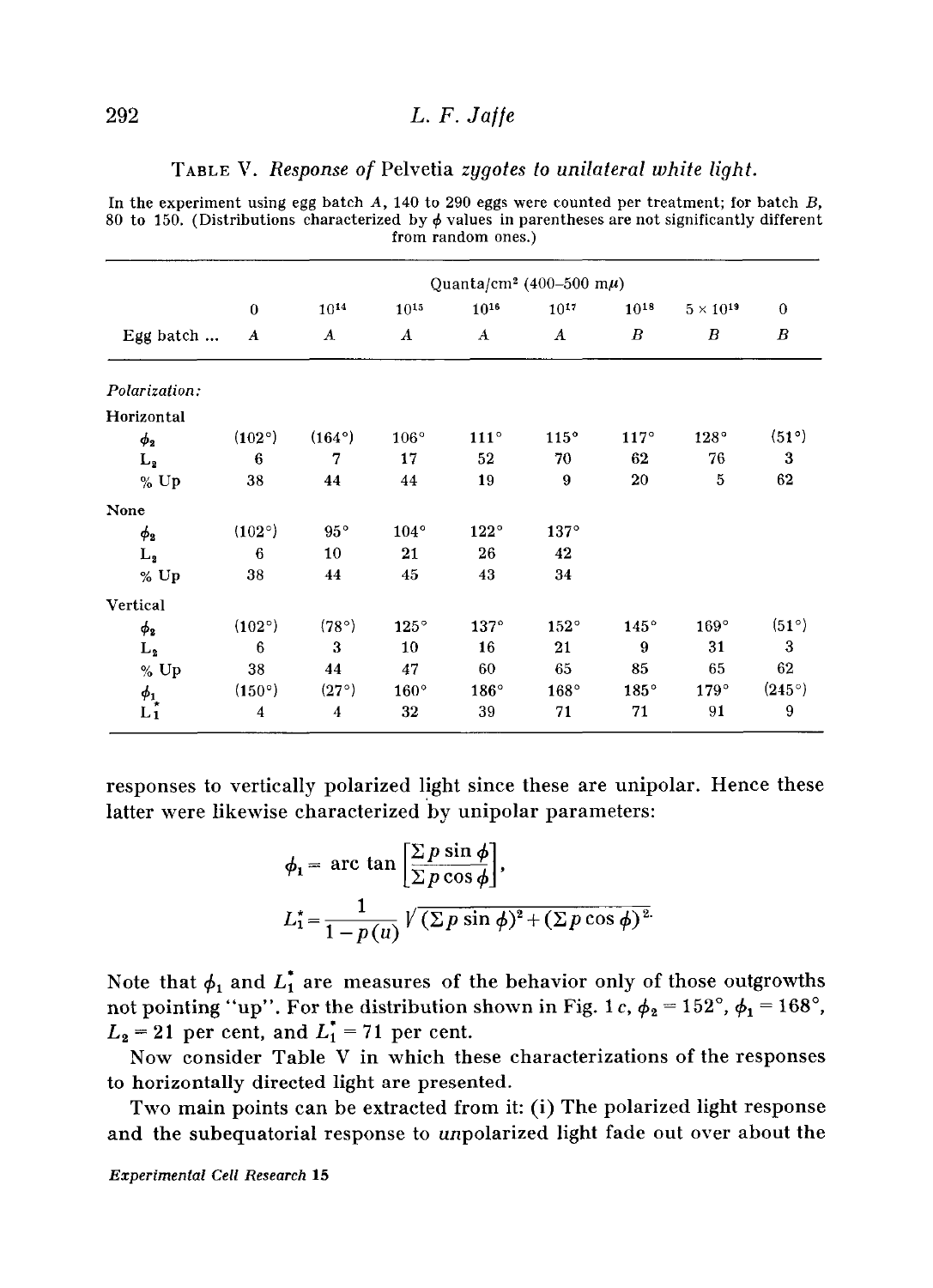TABLE V. *Response of* Pelvetia *zygotes to unilateral white light.*

In the experiment using egg batch *A*, 140 to 290 eggs were counted per treatment; for batch *B*, 80 to 150. (Distributions characterized by $\phi$ values in parentheses are not significantly different from random ones.)

| | Quanta/cm² (400–500 mμ) | | | | | | | |
|---|---|---|---|---|---|---|---|---|
| | 0 | $10^{14}$ | $10^{15}$ | $10^{16}$ | $10^{17}$ | $10^{18}$ | $5 \times 10^{19}$ | 0 |
| Egg batch ... | *A* | *A* | *A* | *A* | *A* | *B* | *B* | *B* |
| *Polarization:* | | | | | | | | |
| Horizontal | | | | | | | | |
| $\phi_2$ | (102°) | (164°) | 106° | 111° | 115° | 117° | 128° | (51°) |
| $L_2$ | 6 | 7 | 17 | 52 | 70 | 62 | 76 | 3 |
| % Up | 38 | 44 | 44 | 19 | 9 | 20 | 5 | 62 |
| None | | | | | | | | |
| $\phi_2$ | (102°) | 95° | 104° | 122° | 137° | | | |
| $L_2$ | 6 | 10 | 21 | 26 | 42 | | | |
| % Up | 38 | 44 | 45 | 43 | 34 | | | |
| Vertical | | | | | | | | |
| $\phi_2$ | (102°) | (78°) | 125° | 137° | 152° | 145° | 169° | (51°) |
| $L_2$ | 6 | 3 | 10 | 16 | 21 | 9 | 31 | 3 |
| % Up | 38 | 44 | 47 | 60 | 65 | 85 | 65 | 62 |
| $\phi_1$ | (150°) | (27°) | 160° | 186° | 168° | 185° | 179° | (245°) |
| $L_1^*$ | 4 | 4 | 32 | 39 | 71 | 71 | 91 | 9 |

responses to vertically polarized light since these are unipolar. Hence these latter were likewise characterized by unipolar parameters:

$$\phi_1 = \arc \tan \left[\frac{\Sigma p \sin \phi}{\Sigma p \cos \phi}\right],$$

$$L_1^* = \frac{1}{1 - p(u)} \sqrt{(\Sigma p \sin \phi)^2 + (\Sigma p \cos \phi)^2}.$$

Note that $\phi_1$ and $L_1^*$ are measures of the behavior only of those outgrowths not pointing "up". For the distribution shown in Fig. 1 *c*, $\phi_2 = 152°$, $\phi_1 = 168°$, $L_2 = 21$ per cent, and $L_1^* = 71$ per cent.

Now consider Table V in which these characterizations of the responses to horizontally directed light are presented.

Two main points can be extracted from it: (i) The polarized light response and the subequatorial response to *un*polarized light fade out over about the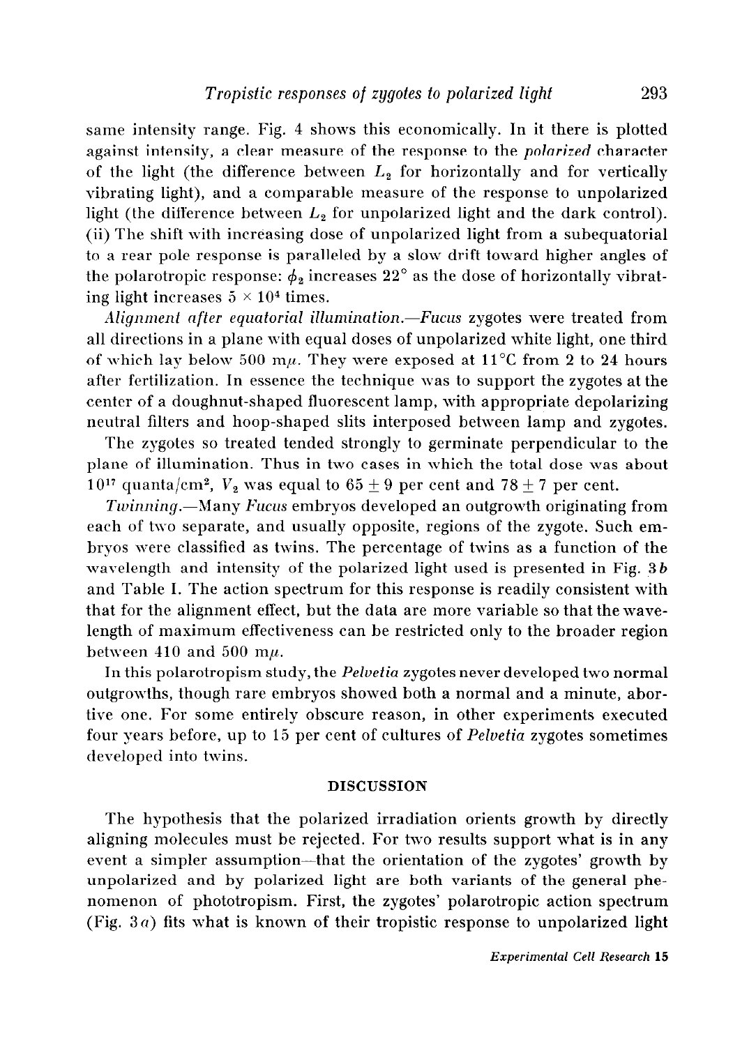same intensity range. Fig. 4 shows this economically. In it there is plotted against intensity, a clear measure of the response to the *polarized* character of the light (the difference between $L_2$ for horizontally and for vertically vibrating light), and a comparable measure of the response to unpolarized light (the difference between $L_2$ for unpolarized light and the dark control). (ii) The shift with increasing dose of unpolarized light from a subequatorial to a rear pole response is paralleled by a slow drift toward higher angles of the polarotropic response: $\phi_2$ increases 22° as the dose of horizontally vibrating light increases $5 \times 10^4$ times.

*Alignment after equatorial illumination.*—*Fucus* zygotes were treated from all directions in a plane with equal doses of unpolarized white light, one third of which lay below 500 m$\mu$. They were exposed at 11°C from 2 to 24 hours after fertilization. In essence the technique was to support the zygotes at the center of a doughnut-shaped fluorescent lamp, with appropriate depolarizing neutral filters and hoop-shaped slits interposed between lamp and zygotes.

The zygotes so treated tended strongly to germinate perpendicular to the plane of illumination. Thus in two cases in which the total dose was about $10^{17}$ quanta/cm$^2$, $V_2$ was equal to $65 \pm 9$ per cent and $78 \pm 7$ per cent.

*Twinning.*—Many *Fucus* embryos developed an outgrowth originating from each of two separate, and usually opposite, regions of the zygote. Such embryos were classified as twins. The percentage of twins as a function of the wavelength and intensity of the polarized light used is presented in Fig. 3*b* and Table I. The action spectrum for this response is readily consistent with that for the alignment effect, but the data are more variable so that the wavelength of maximum effectiveness can be restricted only to the broader region between 410 and 500 m$\mu$.

In this polarotropism study, the *Pelvetia* zygotes never developed two normal outgrowths, though rare embryos showed both a normal and a minute, abortive one. For some entirely obscure reason, in other experiments executed four years before, up to 15 per cent of cultures of *Pelvetia* zygotes sometimes developed into twins.

## DISCUSSION

The hypothesis that the polarized irradiation orients growth by directly aligning molecules must be rejected. For two results support what is in any event a simpler assumption—that the orientation of the zygotes' growth by unpolarized and by polarized light are both variants of the general phenomenon of phototropism. First, the zygotes' polarotropic action spectrum (Fig. 3*a*) fits what is known of their tropistic response to unpolarized light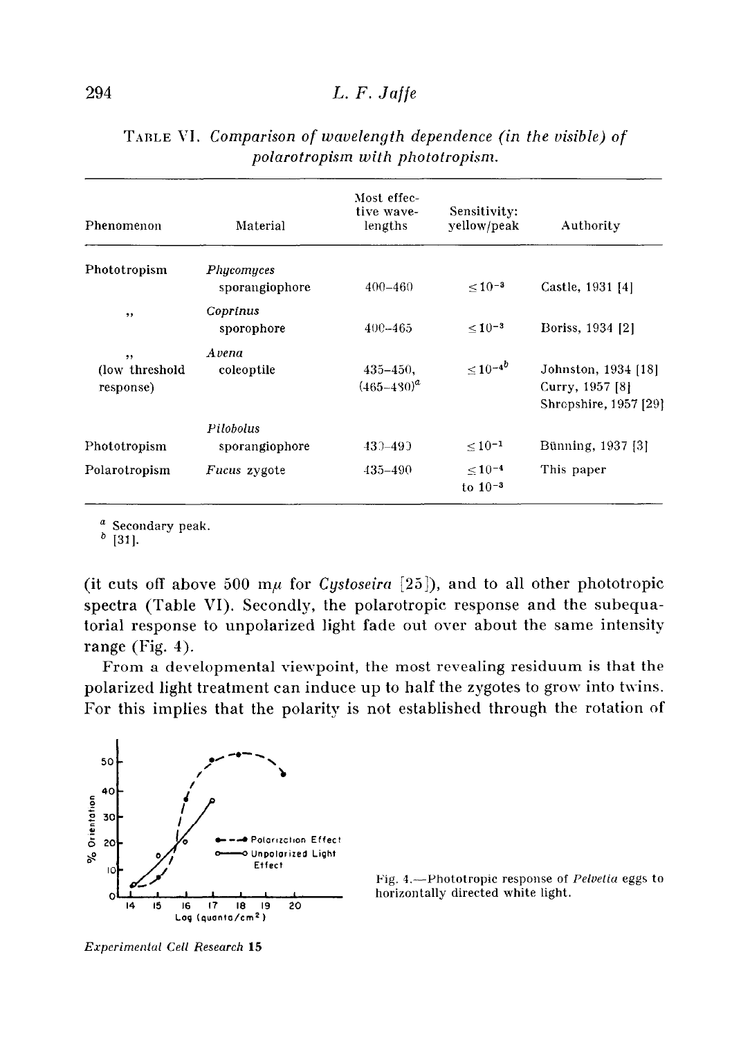TABLE VI. *Comparison of wavelength dependence (in the visible) of polarotropism with phototropism.*

| Phenomenon | Material | Most effective wavelengths | Sensitivity: yellow/peak | Authority |
|---|---|---|---|---|
| Phototropism | *Phycomyces* sporangiophore | 400–460 | $\leq 10^{-3}$ | Castle, 1931 [4] |
| ,, | *Coprinus* sporophore | 400–465 | $\leq 10^{-3}$ | Boriss, 1934 [2] |
| ,, (low threshold response) | *Avena* coleoptile | 435–450, (465–480)[a] | $\leq 10^{-4}$[b] | Johnston, 1934 [18] Curry, 1957 [8] Shropshire, 1957 [29] |
| Phototropism | *Pilobolus* sporangiophore | 430–490 | $\leq 10^{-1}$ | Bünning, 1937 [3] |
| Polarotropism | *Fucus* zygote | 435–490 | $\leq 10^{-4}$ to $10^{-3}$ | This paper |

[a] Secondary peak.
[b] [31].

(it cuts off above 500 mμ for *Cystoseira* [25]), and to all other phototropic spectra (Table VI). Secondly, the polarotropic response and the subequatorial response to unpolarized light fade out over about the same intensity range (Fig. 4).

From a developmental viewpoint, the most revealing residuum is that the polarized light treatment can induce up to half the zygotes to grow into twins. For this implies that the polarity is not established through the rotation of

Fig. 4.—Phototropic response of *Pelvetia* eggs to horizontally directed white light.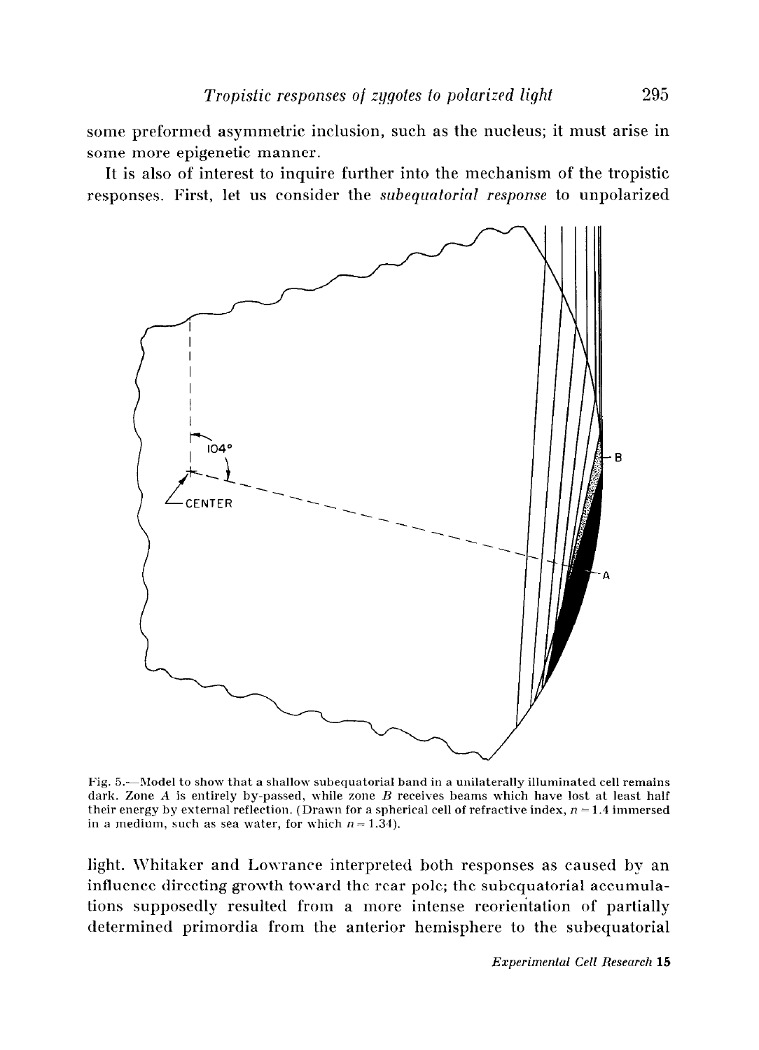some preformed asymmetric inclusion, such as the nucleus; it must arise in some more epigenetic manner.

It is also of interest to inquire further into the mechanism of the tropistic responses. First, let us consider the *subequatorial response* to unpolarized

Fig. 5.—Model to show that a shallow subequatorial band in a unilaterally illuminated cell remains dark. Zone *A* is entirely by-passed, while zone *B* receives beams which have lost at least half their energy by external reflection. (Drawn for a spherical cell of refractive index, $n = 1.4$ immersed in a medium, such as sea water, for which $n = 1.34$).

light. Whitaker and Lowrance interpreted both responses as caused by an influence directing growth toward the rear pole; the subequatorial accumulations supposedly resulted from a more intense reorientation of partially determined primordia from the anterior hemisphere to the subequatorial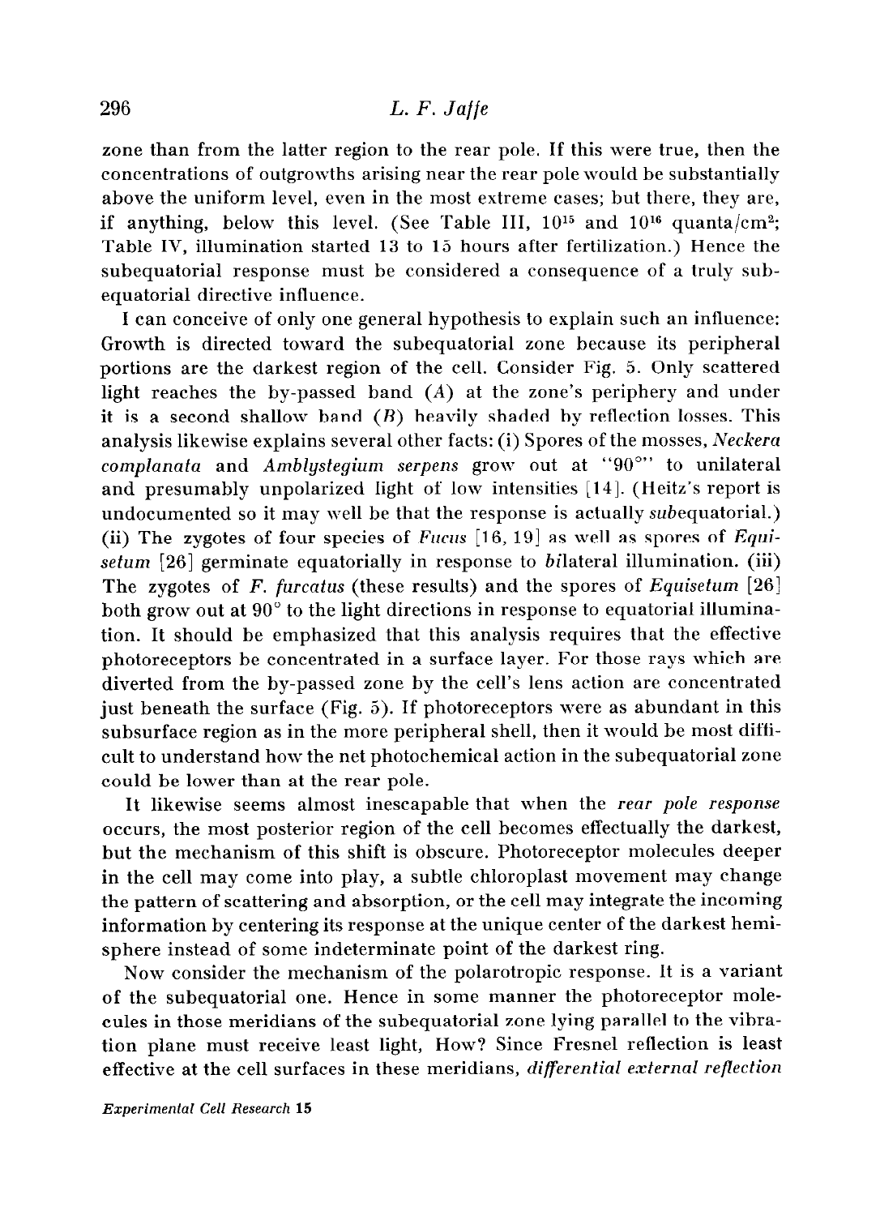zone than from the latter region to the rear pole. If this were true, then the concentrations of outgrowths arising near the rear pole would be substantially above the uniform level, even in the most extreme cases; but there, they are, if anything, below this level. (See Table III, $10^{15}$ and $10^{16}$ quanta/cm$^2$; Table IV, illumination started 13 to 15 hours after fertilization.) Hence the subequatorial response must be considered a consequence of a truly subequatorial directive influence.

I can conceive of only one general hypothesis to explain such an influence: Growth is directed toward the subequatorial zone because its peripheral portions are the darkest region of the cell. Consider Fig. 5. Only scattered light reaches the by-passed band (*A*) at the zone's periphery and under it is a second shallow band (*B*) heavily shaded by reflection losses. This analysis likewise explains several other facts: (i) Spores of the mosses, *Neckera complanata* and *Amblystegium serpens* grow out at "90°" to unilateral and presumably unpolarized light of low intensities [14]. (Heitz's report is undocumented so it may well be that the response is actually *sub*equatorial.) (ii) The zygotes of four species of *Fucus* [16, 19] as well as spores of *Equisetum* [26] germinate equatorially in response to *bi*lateral illumination. (iii) The zygotes of *F. furcatus* (these results) and the spores of *Equisetum* [26] both grow out at 90° to the light directions in response to equatorial illumination. It should be emphasized that this analysis requires that the effective photoreceptors be concentrated in a surface layer. For those rays which are diverted from the by-passed zone by the cell's lens action are concentrated just beneath the surface (Fig. 5). If photoreceptors were as abundant in this subsurface region as in the more peripheral shell, then it would be most difficult to understand how the net photochemical action in the subequatorial zone could be lower than at the rear pole.

It likewise seems almost inescapable that when the *rear pole response* occurs, the most posterior region of the cell becomes effectually the darkest, but the mechanism of this shift is obscure. Photoreceptor molecules deeper in the cell may come into play, a subtle chloroplast movement may change the pattern of scattering and absorption, or the cell may integrate the incoming information by centering its response at the unique center of the darkest hemisphere instead of some indeterminate point of the darkest ring.

Now consider the mechanism of the polarotropic response. It is a variant of the subequatorial one. Hence in some manner the photoreceptor molecules in those meridians of the subequatorial zone lying parallel to the vibration plane must receive least light, How? Since Fresnel reflection is least effective at the cell surfaces in these meridians, *differential external reflection*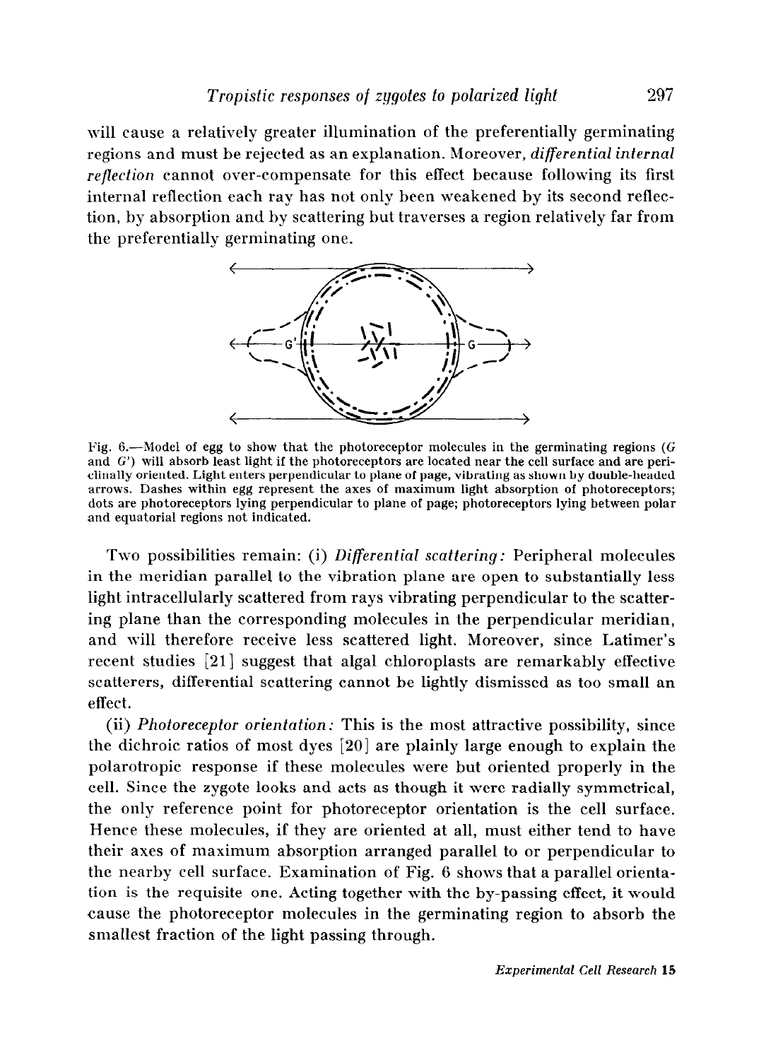will cause a relatively greater illumination of the preferentially germinating regions and must be rejected as an explanation. Moreover, *differential internal reflection* cannot over-compensate for this effect because following its first internal reflection each ray has not only been weakened by its second reflection, by absorption and by scattering but traverses a region relatively far from the preferentially germinating one.

Fig. 6.—Model of egg to show that the photoreceptor molecules in the germinating regions (*G* and *G'*) will absorb least light if the photoreceptors are located near the cell surface and are periclinally oriented. Light enters perpendicular to plane of page, vibrating as shown by double-headed arrows. Dashes within egg represent the axes of maximum light absorption of photoreceptors; dots are photoreceptors lying perpendicular to plane of page; photoreceptors lying between polar and equatorial regions not indicated.

Two possibilities remain: (i) *Differential scattering:* Peripheral molecules in the meridian parallel to the vibration plane are open to substantially less light intracellularly scattered from rays vibrating perpendicular to the scattering plane than the corresponding molecules in the perpendicular meridian, and will therefore receive less scattered light. Moreover, since Latimer's recent studies [21] suggest that algal chloroplasts are remarkably effective scatterers, differential scattering cannot be lightly dismissed as too small an effect.

(ii) *Photoreceptor orientation:* This is the most attractive possibility, since the dichroic ratios of most dyes [20] are plainly large enough to explain the polarotropic response if these molecules were but oriented properly in the cell. Since the zygote looks and acts as though it were radially symmetrical, the only reference point for photoreceptor orientation is the cell surface. Hence these molecules, if they are oriented at all, must either tend to have their axes of maximum absorption arranged parallel to or perpendicular to the nearby cell surface. Examination of Fig. 6 shows that a parallel orientation is the requisite one. Acting together with the by-passing effect, it would cause the photoreceptor molecules in the germinating region to absorb the smallest fraction of the light passing through.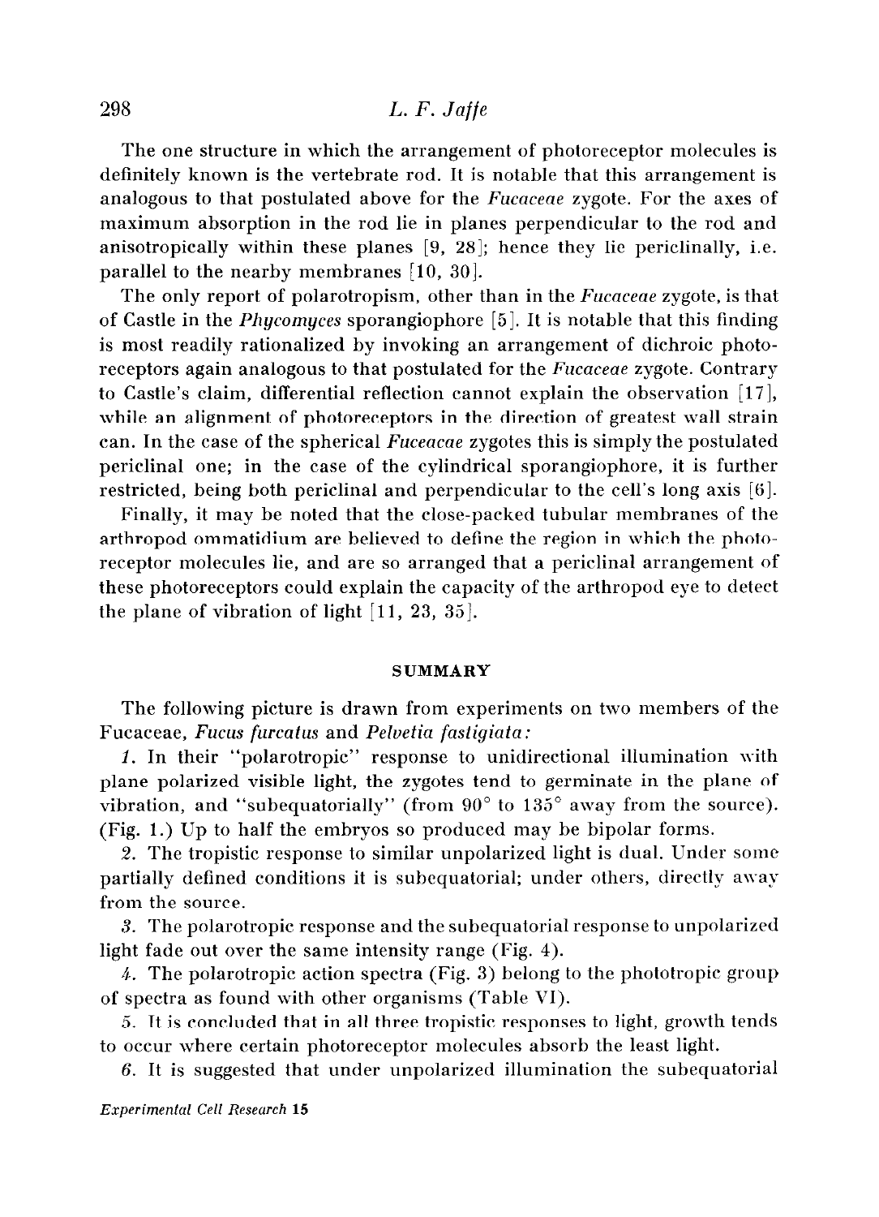The one structure in which the arrangement of photoreceptor molecules is definitely known is the vertebrate rod. It is notable that this arrangement is analogous to that postulated above for the *Fucaceae* zygote. For the axes of maximum absorption in the rod lie in planes perpendicular to the rod and anisotropically within these planes [9, 28]; hence they lie periclinally, i.e. parallel to the nearby membranes [10, 30].

The only report of polarotropism, other than in the *Fucaceae* zygote, is that of Castle in the *Phycomyces* sporangiophore [5]. It is notable that this finding is most readily rationalized by invoking an arrangement of dichroic photoreceptors again analogous to that postulated for the *Fucaceae* zygote. Contrary to Castle's claim, differential reflection cannot explain the observation [17], while an alignment of photoreceptors in the direction of greatest wall strain can. In the case of the spherical *Fuceacae* zygotes this is simply the postulated periclinal one; in the case of the cylindrical sporangiophore, it is further restricted, being both periclinal and perpendicular to the cell's long axis [6].

Finally, it may be noted that the close-packed tubular membranes of the arthropod ommatidium are believed to define the region in which the photoreceptor molecules lie, and are so arranged that a periclinal arrangement of these photoreceptors could explain the capacity of the arthropod eye to detect the plane of vibration of light [11, 23, 35].

## SUMMARY

The following picture is drawn from experiments on two members of the Fucaceae, *Fucus furcatus* and *Pelvetia fastigiata*:

*1.* In their "polarotropic" response to unidirectional illumination with plane polarized visible light, the zygotes tend to germinate in the plane of vibration, and "subequatorially" (from 90° to 135° away from the source). (Fig. 1.) Up to half the embryos so produced may be bipolar forms.

*2.* The tropistic response to similar unpolarized light is dual. Under some partially defined conditions it is subequatorial; under others, directly away from the source.

*3.* The polarotropic response and the subequatorial response to unpolarized light fade out over the same intensity range (Fig. 4).

*4.* The polarotropic action spectra (Fig. 3) belong to the phototropic group of spectra as found with other organisms (Table VI).

*5.* It is concluded that in all three tropistic responses to light, growth tends to occur where certain photoreceptor molecules absorb the least light.

*6.* It is suggested that under unpolarized illumination the subequatorial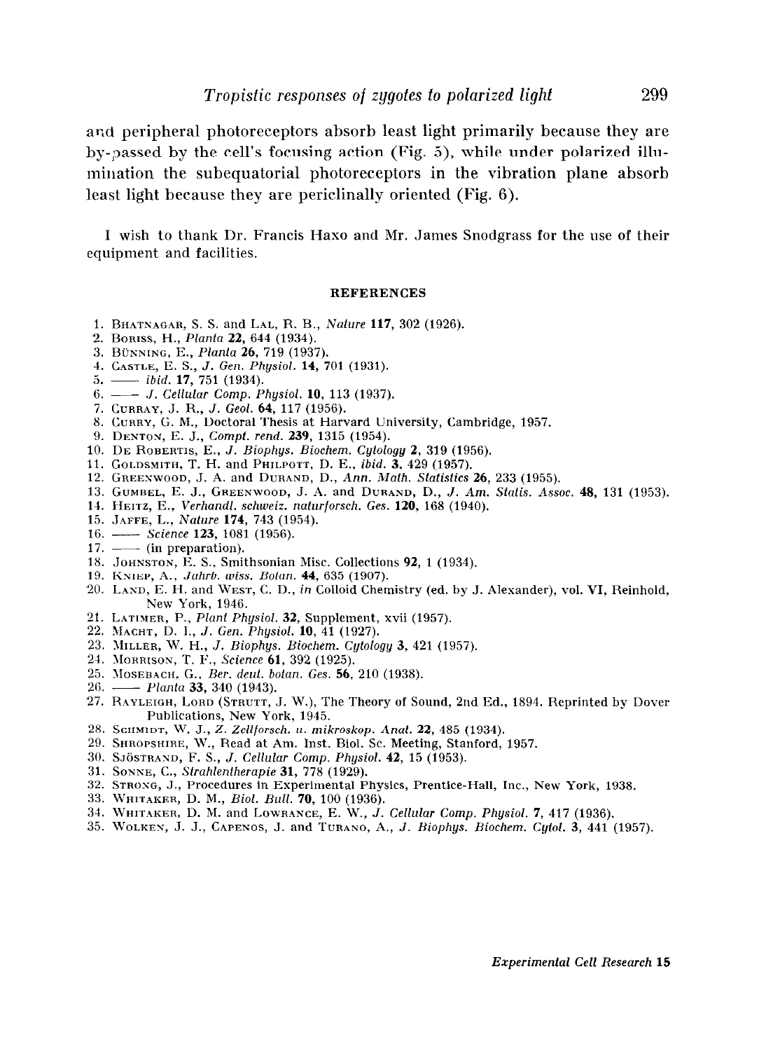and peripheral photoreceptors absorb least light primarily because they are by-passed by the cell's focusing action (Fig. 5), while under polarized illumination the subequatorial photoreceptors in the vibration plane absorb least light because they are periclinally oriented (Fig. 6).

I wish to thank Dr. Francis Haxo and Mr. James Snodgrass for the use of their equipment and facilities.

## REFERENCES

1. Bhatnagar, S. S. and Lal, R. B., *Nature* **117**, 302 (1926).
2. Boriss, H., *Planta* **22**, 644 (1934).
3. Bünning, E., *Planta* **26**, 719 (1937).
4. Castle, E. S., *J. Gen. Physiol.* **14**, 701 (1931).
5. —— *ibid.* **17**, 751 (1934).
6. —— *J. Cellular Comp. Physiol.* **10**, 113 (1937).
7. Curray, J. R., *J. Geol.* **64**, 117 (1956).
8. Curry, G. M., Doctoral Thesis at Harvard University, Cambridge, 1957.
9. Denton, E. J., *Compt. rend.* **239**, 1315 (1954).
10. De Robertis, E., *J. Biophys. Biochem. Cytology* **2**, 319 (1956).
11. Goldsmith, T. H. and Philpott, D. E., *ibid.* **3**, 429 (1957).
12. Greenwood, J. A. and Durand, D., *Ann. Math. Statistics* **26**, 233 (1955).
13. Gumbel, E. J., Greenwood, J. A. and Durand, D., *J. Am. Statis. Assoc.* **48**, 131 (1953).
14. Heitz, E., *Verhandl. schweiz. naturforsch. Ges.* **120**, 168 (1940).
15. Jaffe, L., *Nature* **174**, 743 (1954).
16. —— *Science* **123**, 1081 (1956).
17. —— (in preparation).
18. Johnston, E. S., Smithsonian Misc. Collections **92**, 1 (1934).
19. Kniep, A., *Jahrb. wiss. Botan.* **44**, 635 (1907).
20. Land, E. H. and West, C. D., *in* Colloid Chemistry (ed. by J. Alexander), vol. **VI**, Reinhold, New York, 1946.
21. Latimer, P., *Plant Physiol.* **32**, Supplement, xvii (1957).
22. Macht, D. I., *J. Gen. Physiol.* **10**, 41 (1927).
23. Miller, W. H., *J. Biophys. Biochem. Cytology* **3**, 421 (1957).
24. Morrison, T. F., *Science* **61**, 392 (1925).
25. Mosebach, G., *Ber. deut. botan. Ges.* **56**, 210 (1938).
26. —— *Planta* **33**, 340 (1943).
27. Rayleigh, Lord (Strutt, J. W.), The Theory of Sound, 2nd Ed., 1894. Reprinted by Dover Publications, New York, 1945.
28. Schmidt, W. J., *Z. Zellforsch. u. mikroskop. Anat.* **22**, 485 (1934).
29. Shropshire, W., Read at Am. Inst. Biol. Sc. Meeting, Stanford, 1957.
30. Sjöstrand, F. S., *J. Cellular Comp. Physiol.* **42**, 15 (1953).
31. Sonne, C., *Strahlentherapie* **31**, 778 (1929).
32. Strong, J., Procedures in Experimental Physics, Prentice-Hall, Inc., New York, 1938.
33. Whitaker, D. M., *Biol. Bull.* **70**, 100 (1936).
34. Whitaker, D. M. and Lowrance, E. W., *J. Cellular Comp. Physiol.* **7**, 417 (1936).
35. Wolken, J. J., Capenos, J. and Turano, A., *J. Biophys. Biochem. Cytol.* **3**, 441 (1957).